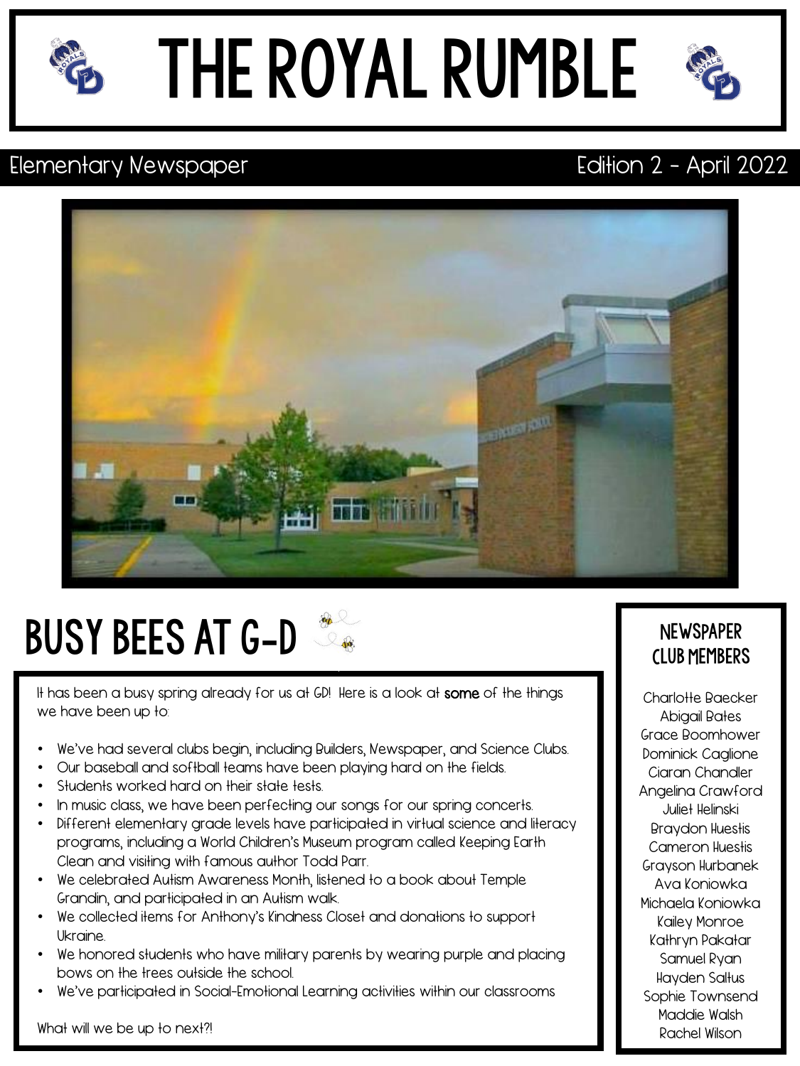# THE ROYAL RUMBLE

Elementary Newspaper — Edition 2 - April 2022

## BUSY BEES AT G-D

It has been a busy spring already for us at GD! Here is a look at **some** of the things we have been up to:

- We've had several clubs begin, including Builders, Newspaper, and Science Clubs.
- Our baseball and softball teams have been playing hard on the fields.
- Students worked hard on their state tests.
- In music class, we have been perfecting our songs for our spring concerts.
- Different elementary grade levels have participated in virtual science and literacy programs, including a World Children's Museum program called Keeping Earth Clean and visiting with famous author Todd Parr.
- We celebrated Autism Awareness Month, listened to a book about Temple Grandin, and participated in an Autism walk.
- We collected items for Anthony's Kindness Closet and donations to support Ukraine.
- We honored students who have military parents by wearing purple and placing bows on the trees outside the school.
- We've participated in Social-Emotional Learning activities within our classrooms

What will we be up to next?!

### NEWSPAPER CLUB MEMBERS

Charlotte Baecker
Abigail Bates
Grace Boomhower
Dominick Caglione
Ciaran Chandler
Angelina Crawford
Juliet Helinski
Braydon Huestis
Cameron Huestis
Grayson Hurbanek
Ava Koniowka
Michaela Koniowka
Kailey Monroe
Kathryn Pakatar
Samuel Ryan
Hayden Saltus
Sophie Townsend
Maddie Walsh
Rachel Wilson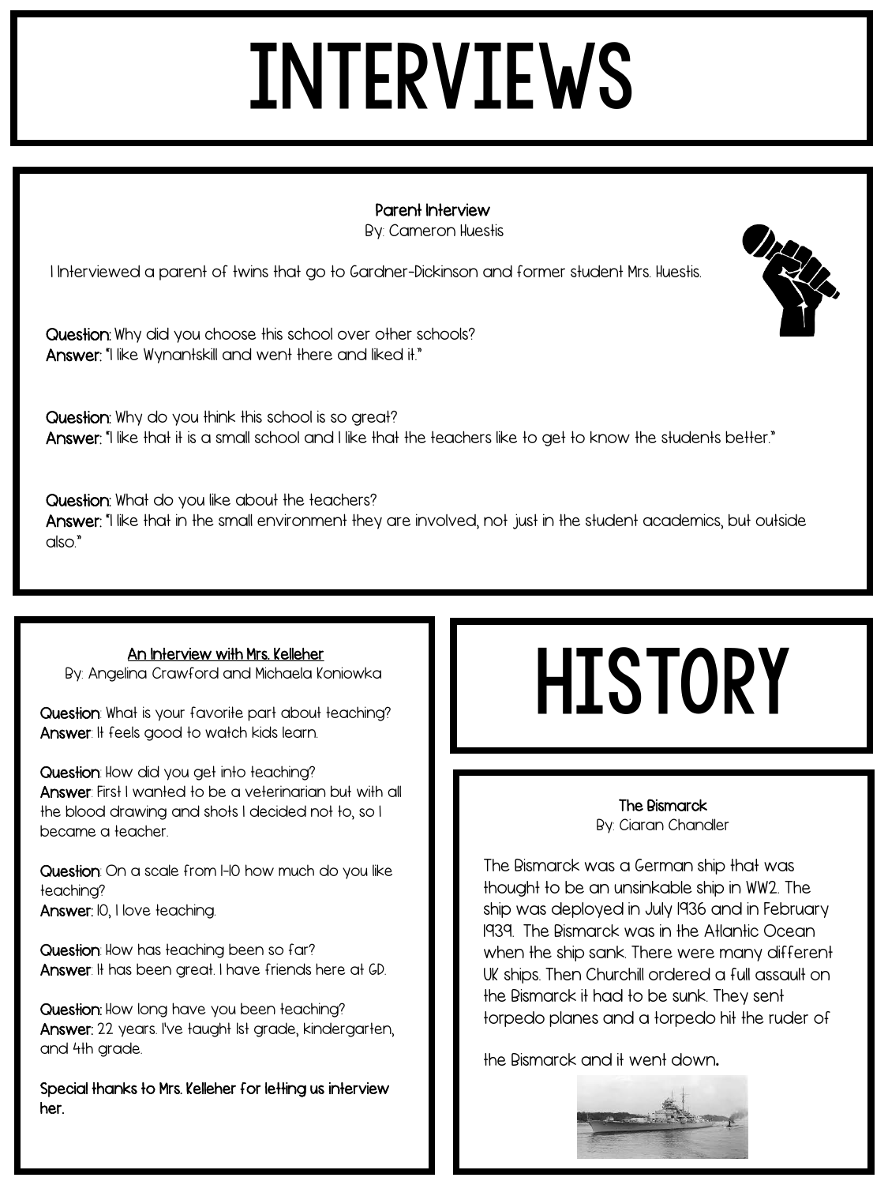# INTERVIEWS

### Parent Interview

By: Cameron Huestis

I Interviewed a parent of twins that go to Gardner-Dickinson and former student Mrs. Huestis.

**Question:** Why did you choose this school over other schools?
**Answer:** "I like Wynantskill and went there and liked it."

**Question:** Why do you think this school is so great?
**Answer:** "I like that it is a small school and I like that the teachers like to get to know the students better."

**Question:** What do you like about the teachers?
**Answer:** "I like that in the small environment they are involved, not just in the student academics, but outside also."

### An Interview with Mrs. Kelleher

By: Angelina Crawford and Michaela Koniowka

**Question**: What is your favorite part about teaching?
**Answer**: It feels good to watch kids learn.

**Question**: How did you get into teaching?
**Answer**: First I wanted to be a veterinarian but with all the blood drawing and shots I decided not to, so I became a teacher.

**Question**: On a scale from 1-10 how much do you like teaching?
**Answer:** 10, I love teaching.

**Question**: How has teaching been so far?
**Answer**: It has been great. I have friends here at GD.

**Question:** How long have you been teaching?
**Answer:** 22 years. I've taught 1st grade, kindergarten, and 4th grade.

**Special thanks to Mrs. Kelleher for letting us interview her.**

# HISTORY

### The Bismarck

By: Ciaran Chandler

The Bismarck was a German ship that was thought to be an unsinkable ship in WW2. The ship was deployed in July 1936 and in February 1939. The Bismarck was in the Atlantic Ocean when the ship sank. There were many different UK ships. Then Churchill ordered a full assault on the Bismarck it had to be sunk. They sent torpedo planes and a torpedo hit the ruder of the Bismarck and it went down.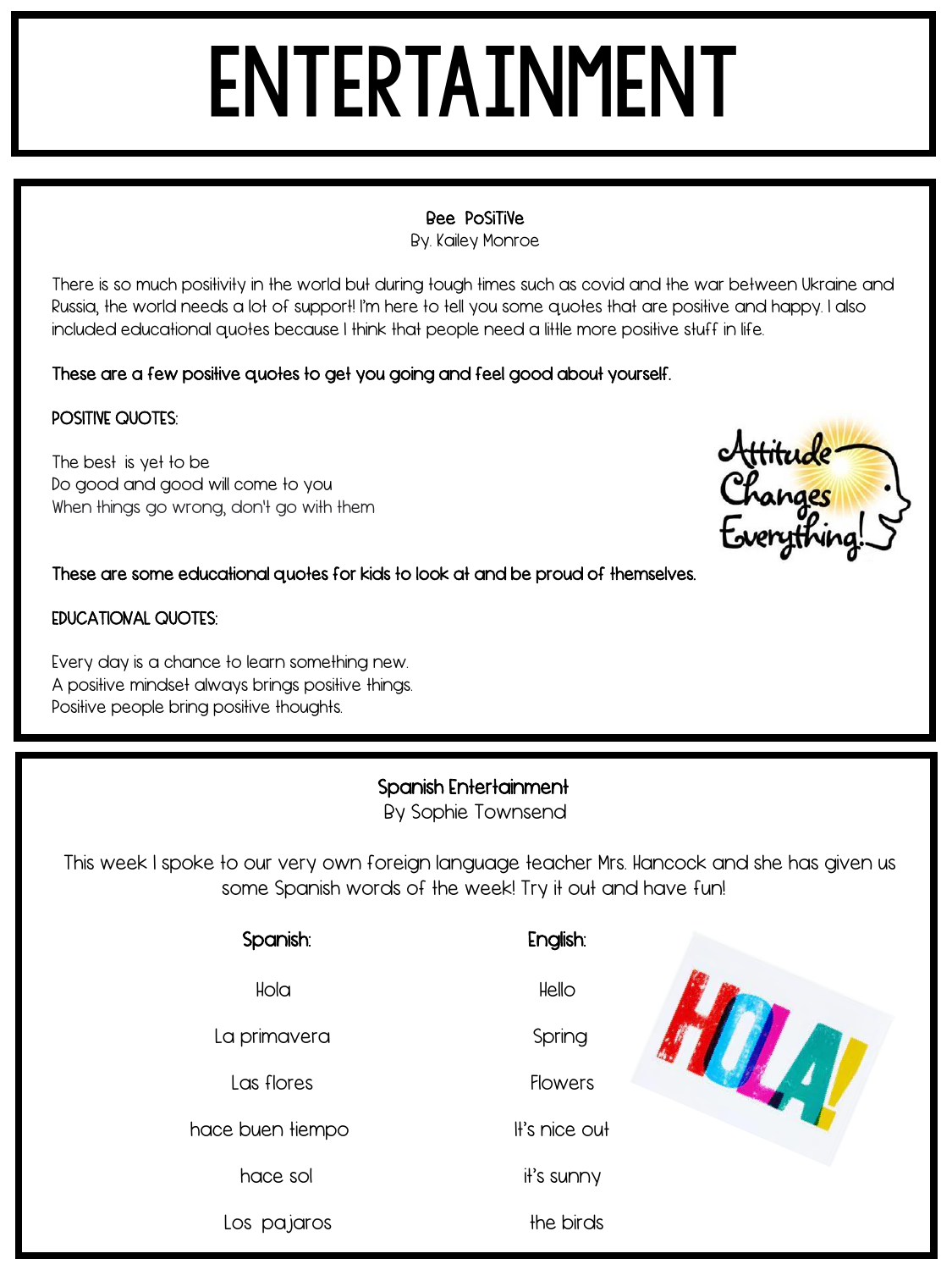# ENTERTAINMENT

## Bee PoSiTiVe

By. Kailey Monroe

There is so much positivity in the world but during tough times such as covid and the war between Ukraine and Russia, the world needs a lot of support! I'm here to tell you some quotes that are positive and happy. I also included educational quotes because I think that people need a little more positive stuff in life.

**These are a few positive quotes to get you going and feel good about yourself.**

POSITIVE QUOTES:

The best is yet to be
Do good and good will come to you
When things go wrong, don't go with them

**These are some educational quotes for kids to look at and be proud of themselves.**

EDUCATIONAL QUOTES:

Every day is a chance to learn something new.
A positive mindset always brings positive things.
Positive people bring positive thoughts.

## Spanish Entertainment

By Sophie Townsend

This week I spoke to our very own foreign language teacher Mrs. Hancock and she has given us some Spanish words of the week! Try it out and have fun!

| Spanish: | English: |
|---|---|
| Hola | Hello |
| La primavera | Spring |
| Las flores | Flowers |
| hace buen tiempo | It's nice out |
| hace sol | it's sunny |
| Los pajaros | the birds |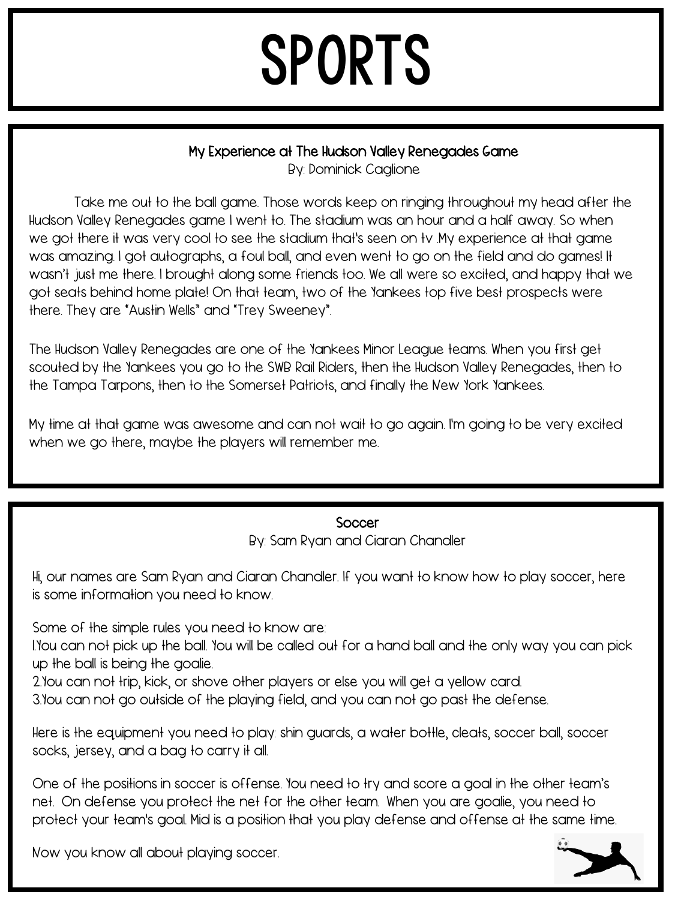# SPORTS

## My Experience at The Hudson Valley Renegades Game

By: Dominick Caglione

Take me out to the ball game. Those words keep on ringing throughout my head after the Hudson Valley Renegades game I went to. The stadium was an hour and a half away. So when we got there it was very cool to see the stadium that's seen on tv .My experience at that game was amazing. I got autographs, a foul ball, and even went to go on the field and do games! It wasn't just me there. I brought along some friends too. We all were so excited, and happy that we got seats behind home plate! On that team, two of the Yankees top five best prospects were there. They are "Austin Wells" and "Trey Sweeney".

The Hudson Valley Renegades are one of the Yankees Minor League teams. When you first get scouted by the Yankees you go to the SWB Rail Riders, then the Hudson Valley Renegades, then to the Tampa Tarpons, then to the Somerset Patriots, and finally the New York Yankees.

My time at that game was awesome and can not wait to go again. I'm going to be very excited when we go there, maybe the players will remember me.

## Soccer

By: Sam Ryan and Ciaran Chandler

Hi, our names are Sam Ryan and Ciaran Chandler. If you want to know how to play soccer, here is some information you need to know.

Some of the simple rules you need to know are:
1.You can not pick up the ball. You will be called out for a hand ball and the only way you can pick up the ball is being the goalie.
2.You can not trip, kick, or shove other players or else you will get a yellow card.
3.You can not go outside of the playing field, and you can not go past the defense.

Here is the equipment you need to play: shin guards, a water bottle, cleats, soccer ball, soccer socks, jersey, and a bag to carry it all.

One of the positions in soccer is offense. You need to try and score a goal in the other team's net. On defense you protect the net for the other team. When you are goalie, you need to protect your team's goal. Mid is a position that you play defense and offense at the same time.

Now you know all about playing soccer.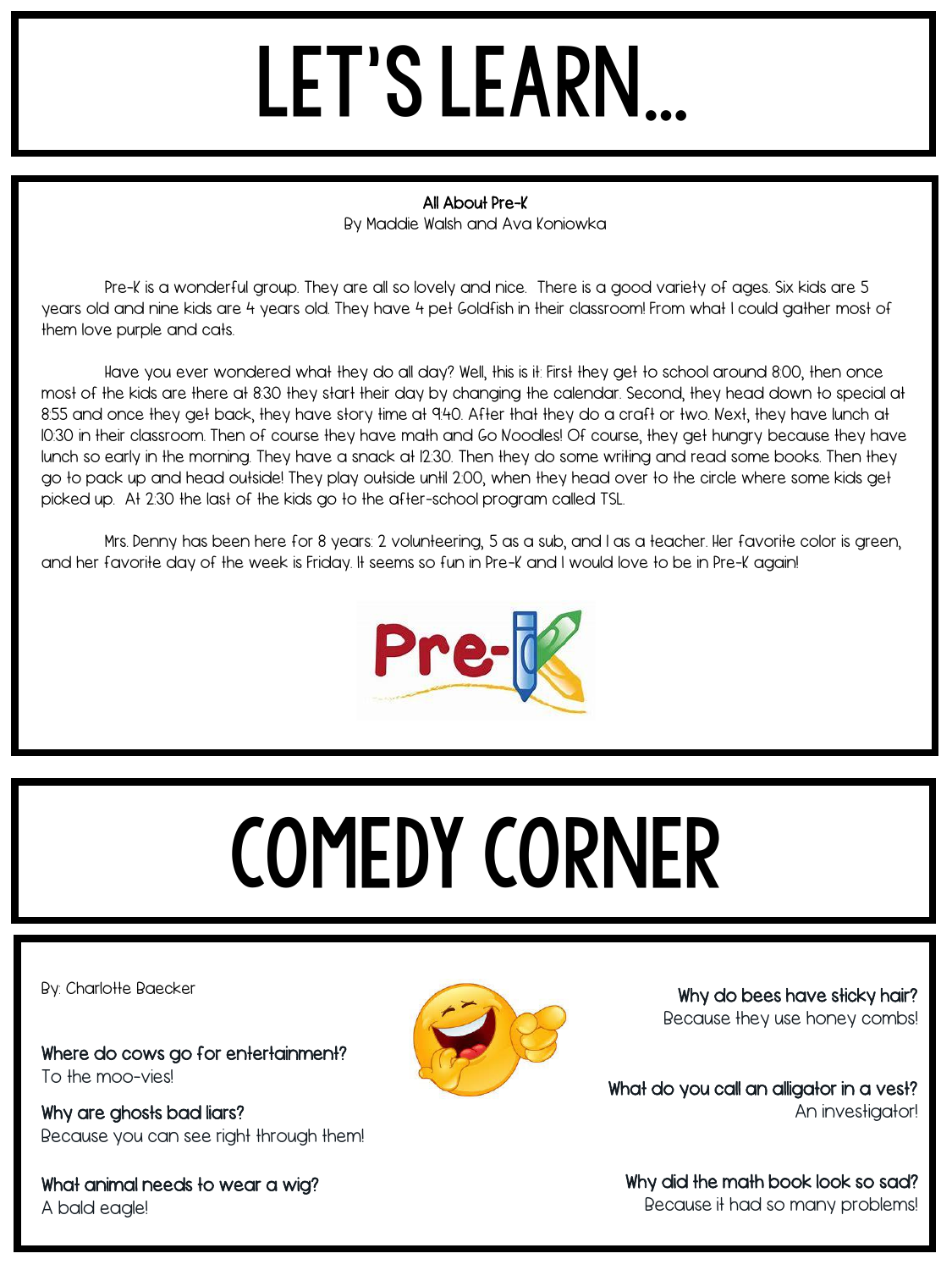# LET'S LEARN...

**All About Pre-K**

By Maddie Walsh and Ava Koniowka

Pre-K is a wonderful group. They are all so lovely and nice. There is a good variety of ages. Six kids are 5 years old and nine kids are 4 years old. They have 4 pet Goldfish in their classroom! From what I could gather most of them love purple and cats.

Have you ever wondered what they do all day? Well, this is it: First they get to school around 8:00, then once most of the kids are there at 8:30 they start their day by changing the calendar. Second, they head down to special at 8:55 and once they get back, they have story time at 9:40. After that they do a craft or two. Next, they have lunch at 10:30 in their classroom. Then of course they have math and Go Noodles! Of course, they get hungry because they have lunch so early in the morning. They have a snack at 12:30. Then they do some writing and read some books. Then they go to pack up and head outside! They play outside until 2:00, when they head over to the circle where some kids get picked up. At 2:30 the last of the kids go to the after-school program called TSL.

Mrs. Denny has been here for 8 years: 2 volunteering, 5 as a sub, and 1 as a teacher. Her favorite color is green, and her favorite day of the week is Friday. It seems so fun in Pre-K and I would love to be in Pre-K again!

# COMEDY CORNER

By: Charlotte Baecker

**Where do cows go for entertainment?**
To the moo-vies!

**Why are ghosts bad liars?**
Because you can see right through them!

**What animal needs to wear a wig?**
A bald eagle!

**Why do bees have sticky hair?**
Because they use honey combs!

**What do you call an alligator in a vest?**
An investigator!

**Why did the math book look so sad?**
Because it had so many problems!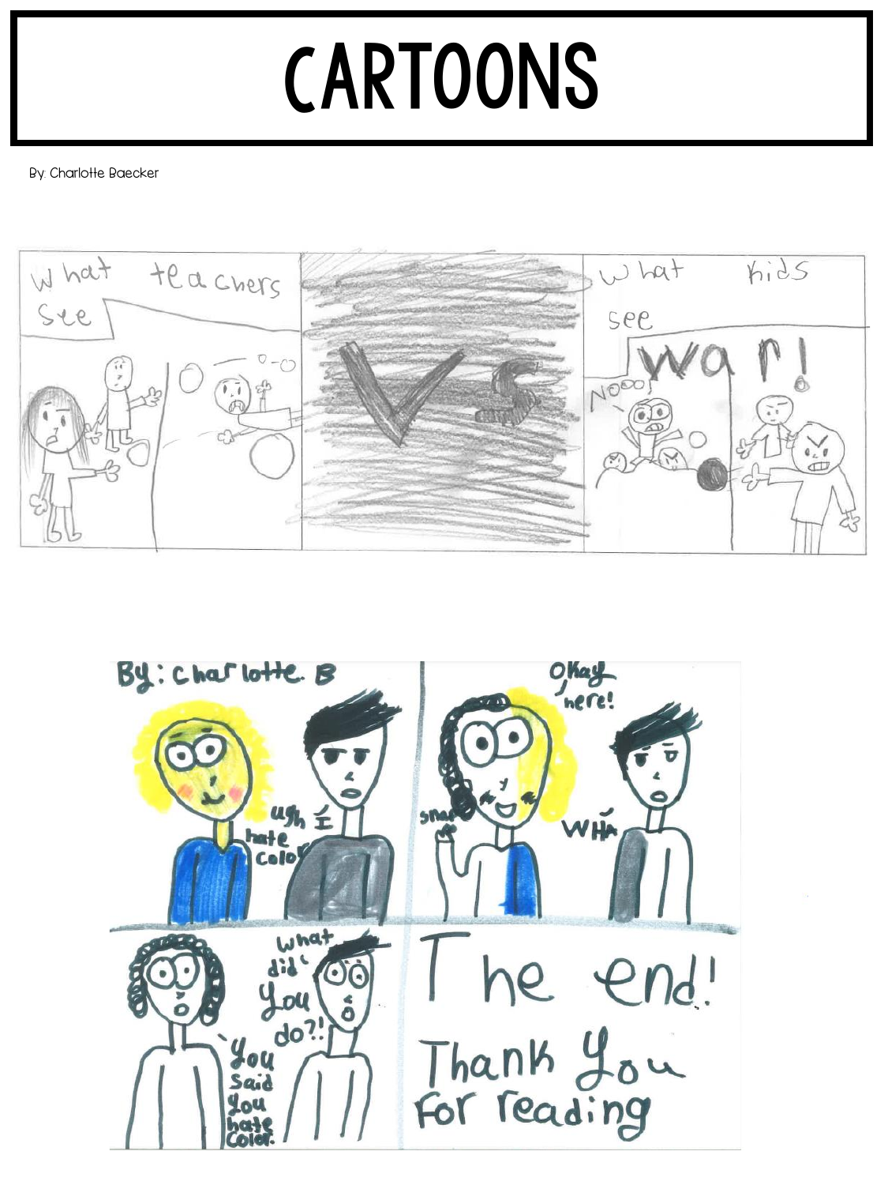# CARTOONS

By: Charlotte Baecker

What teachers see

VS

What kids see

War!

Nooo!

By: Charlotte. B

ugh I hate color

Okay here!

snap

WHA

What did you do?!

You said you hate color.

The end!

Thank you for reading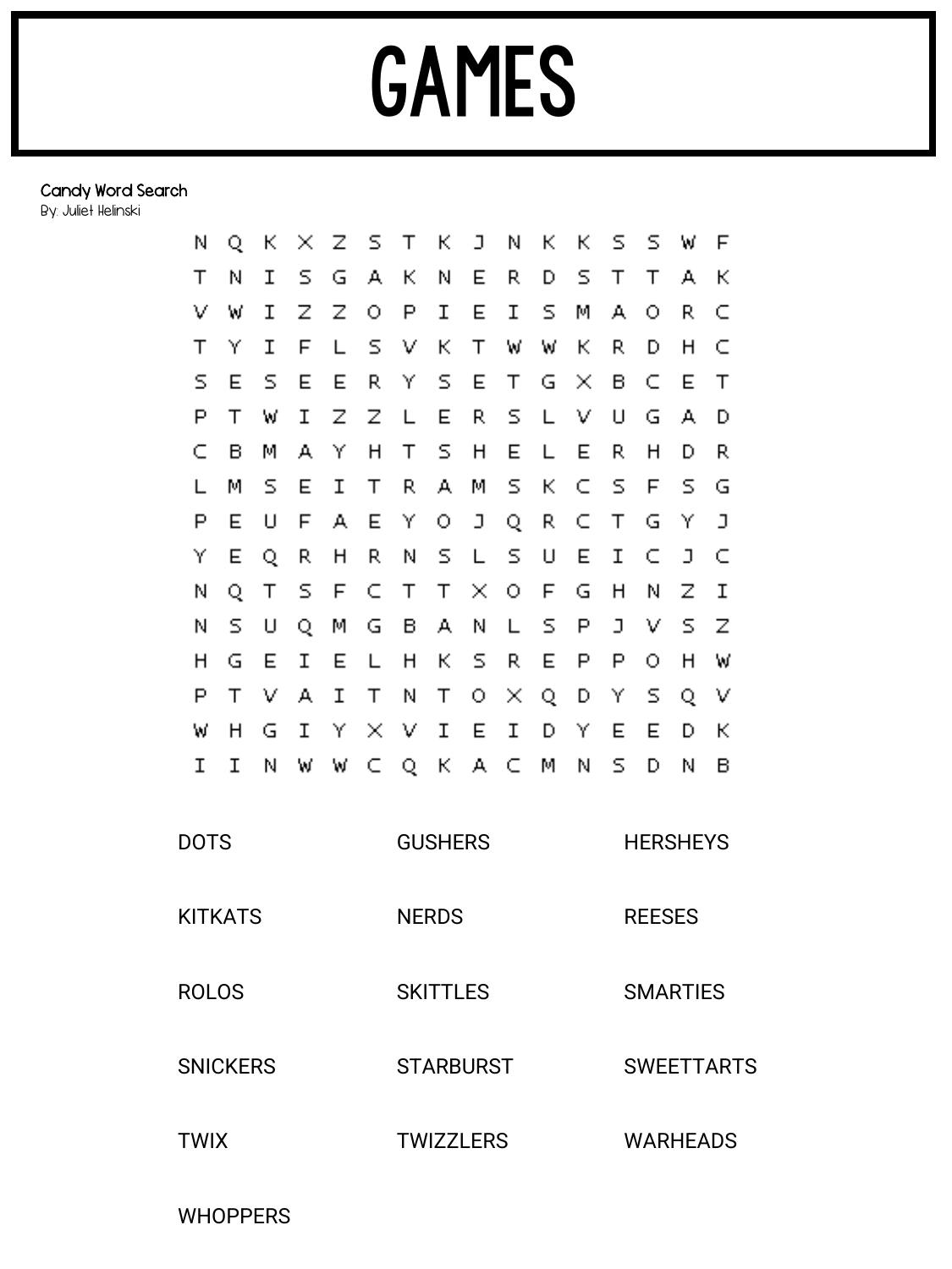# GAMES

Candy Word Search

By: Juliet Helinski

```
N Q K X Z S T K J N K K S S W F
T N I S G A K N E R D S T T A K
V W I Z Z O P I E I S M A O R C
T Y I F L S V K T W W K R D H C
S E S E E R Y S E T G X B C E T
P T W I Z Z L E R S L V U G A D
C B M A Y H T S H E L E R H D R
L M S E I T R A M S K C S F S G
P E U F A E Y O J Q R C T G Y J
Y E Q R H R N S L S U E I C J C
N Q T S F C T T X O F G H N Z I
N S U Q M G B A N L S P J V S Z
H G E I E L H K S R E P P O H W
P T V A I T N T O X Q D Y S Q V
W H G I Y X V I E I D Y E E D K
I I N W W C Q K A C M N S D N B
```

| | | |
|---|---|---|
| DOTS | GUSHERS | HERSHEYS |
| KITKATS | NERDS | REESES |
| ROLOS | SKITTLES | SMARTIES |
| SNICKERS | STARBURST | SWEETTARTS |
| TWIX | TWIZZLERS | WARHEADS |
| WHOPPERS | | |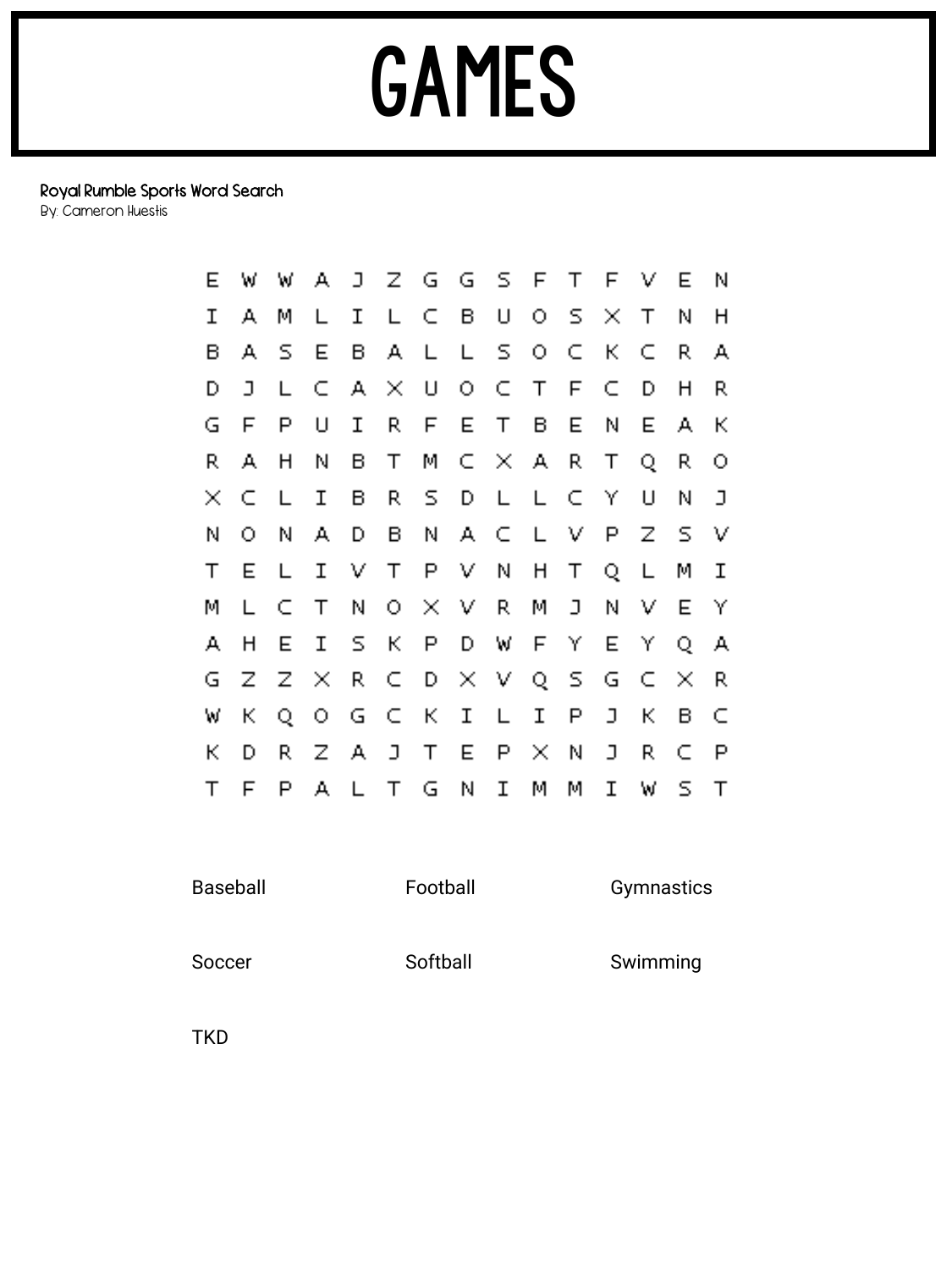# GAMES

**Royal Rumble Sports Word Search**
By: Cameron Huestis

```
E W W A J Z G G S F T F V E N
I A M L I L C B U O S X T N H
B A S E B A L L S O C K C R A
D J L C A X U O C T F C D H R
G F P U I R F E T B E N E A K
R A H N B T M C X A R T Q R O
X C L I B R S D L L C Y U N J
N O N A D B N A C L V P Z S V
T E L I V T P V N H T Q L M I
M L C T N O X V R M J N V E Y
A H E I S K P D W F Y E Y Q A
G Z Z X R C D X V Q S G C X R
W K Q O G C K I L I P J K B C
K D R Z A J T E P X N J R C P
T F P A L T G N I M M I W S T
```

| | | |
|---|---|---|
| Baseball | Football | Gymnastics |
| Soccer | Softball | Swimming |
| TKD | | |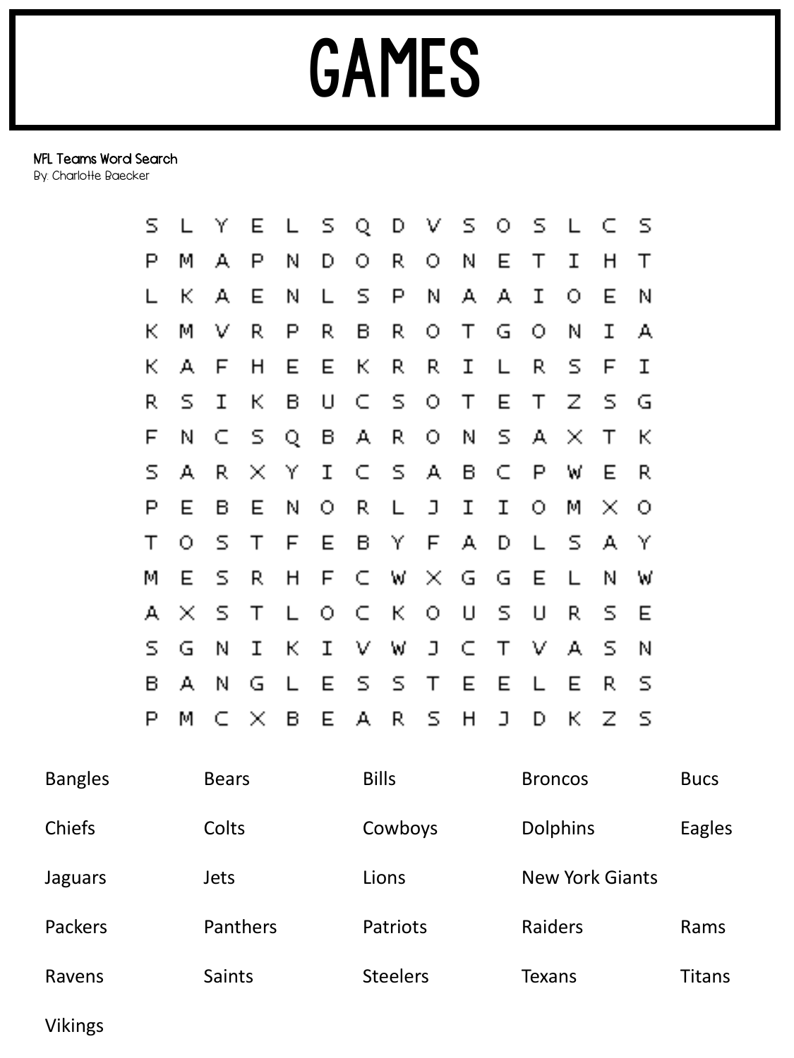# GAMES

NFL Teams Word Search
By: Charlotte Baecker

```
S L Y E L S Q D V S O S L C S
P M A P N D O R O N E T I H T
L K A E N L S P N A A I O E N
K M V R P R B R O T G O N I A
K A F H E E K R R I L R S F I
R S I K B U C S O T E T Z S G
F N C S Q B A R O N S A X T K
S A R X Y I C S A B C P W E R
P E B E N O R L J I I O M X O
T O S T F E B Y F A D L S A Y
M E S R H F C W X G G E L N W
A X S T L O C K O U S U R S E
S G N I K I V W J C T V A S N
B A N G L E S S T E E L E R S
P M C X B E A R S H J D K Z S
```

| | | | | |
|---|---|---|---|---|
| Bangles | Bears | Bills | Broncos | Bucs |
| Chiefs | Colts | Cowboys | Dolphins | Eagles |
| Jaguars | Jets | Lions | New York Giants | |
| Packers | Panthers | Patriots | Raiders | Rams |
| Ravens | Saints | Steelers | Texans | Titans |
| Vikings | | | | |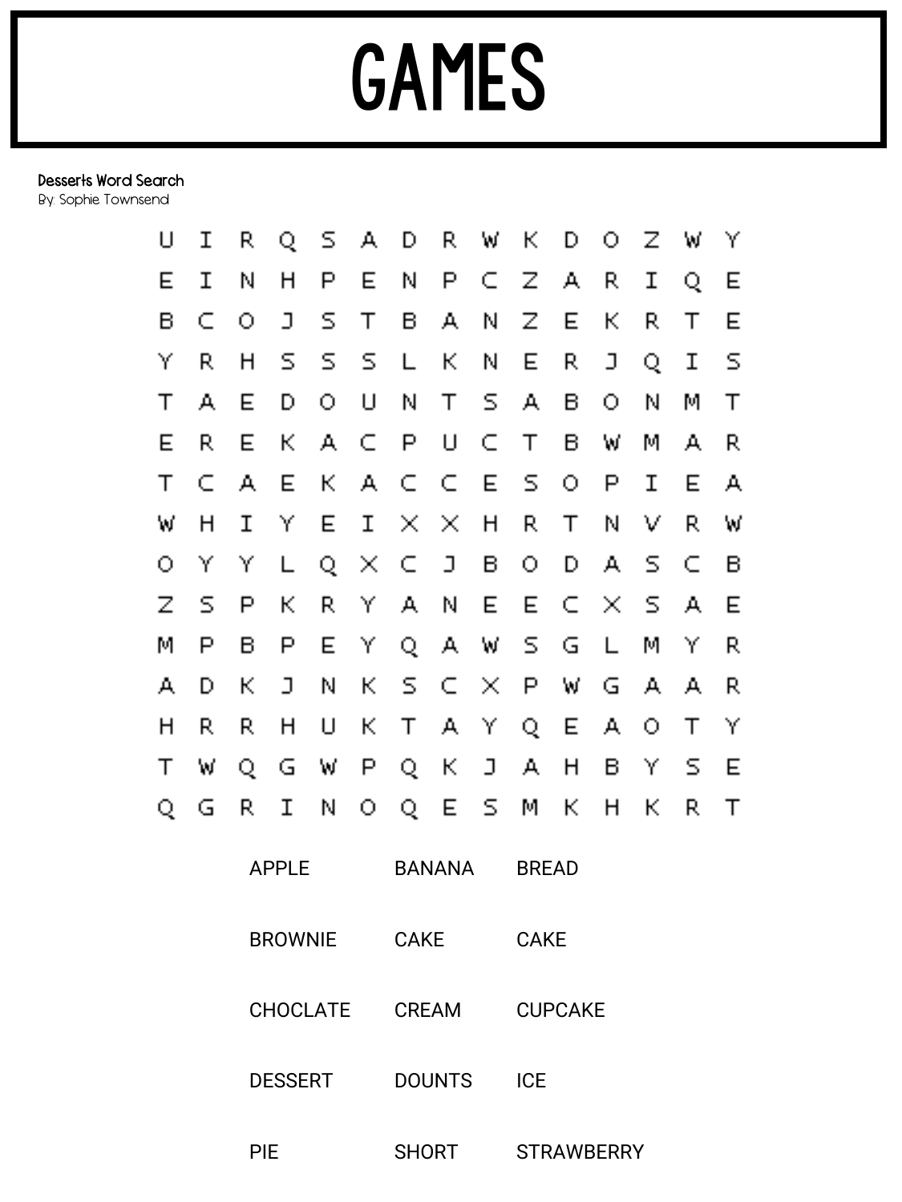# GAMES

**Desserts Word Search**

By: Sophie Townsend

```
U I R Q S A D R W K D O Z W Y
E I N H P E N P C Z A R I Q E
B C O J S T B A N Z E K R T E
Y R H S S S L K N E R J Q I S
T A E D O U N T S A B O N M T
E R E K A C P U C T B W M A R
T C A E K A C C E S O P I E A
W H I Y E I X X H R T N V R W
O Y Y L Q X C J B O D A S C B
Z S P K R Y A N E E C X S A E
M P B P E Y Q A W S G L M Y R
A D K J N K S C X P W G A A R
H R R H U K T A Y Q E A O T Y
T W Q G W P Q K J A H B Y S E
Q G R I N O Q E S M K H K R T
```

| | | |
|---|---|---|
| APPLE | BANANA | BREAD |
| BROWNIE | CAKE | CAKE |
| CHOCLATE | CREAM | CUPCAKE |
| DESSERT | DOUNTS | ICE |
| PIE | SHORT | STRAWBERRY |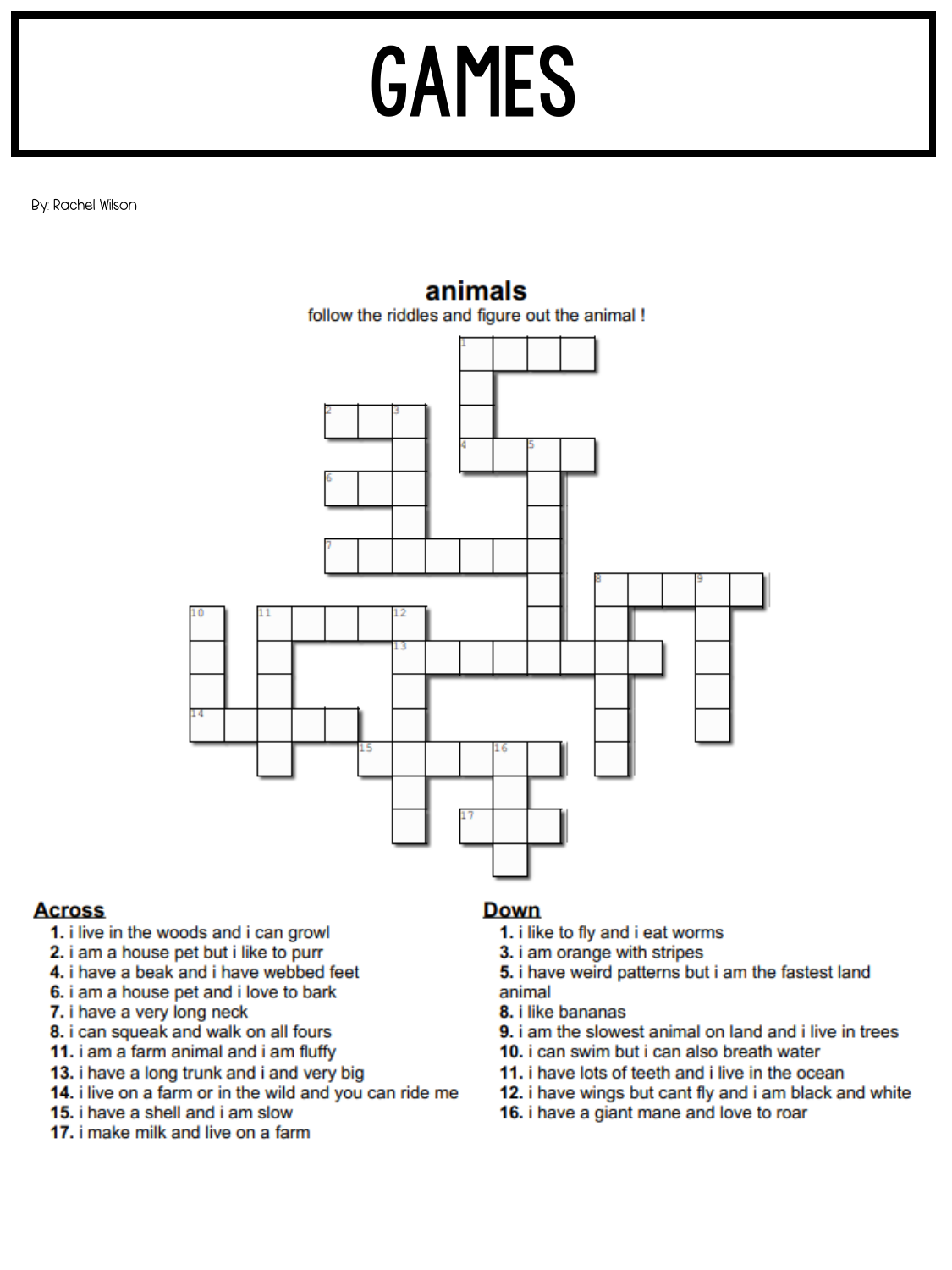# GAMES

By: Rachel Wilson

## animals

follow the riddles and figure out the animal !

### Across

1. i live in the woods and i can growl
2. i am a house pet but i like to purr
4. i have a beak and i have webbed feet
6. i am a house pet and i love to bark
7. i have a very long neck
8. i can squeak and walk on all fours
11. i am a farm animal and i am fluffy
13. i have a long trunk and i and very big
14. i live on a farm or in the wild and you can ride me
15. i have a shell and i am slow
17. i make milk and live on a farm

### Down

1. i like to fly and i eat worms
3. i am orange with stripes
5. i have weird patterns but i am the fastest land animal
8. i like bananas
9. i am the slowest animal on land and i live in trees
10. i can swim but i can also breath water
11. i have lots of teeth and i live in the ocean
12. i have wings but cant fly and i am black and white
16. i have a giant mane and love to roar